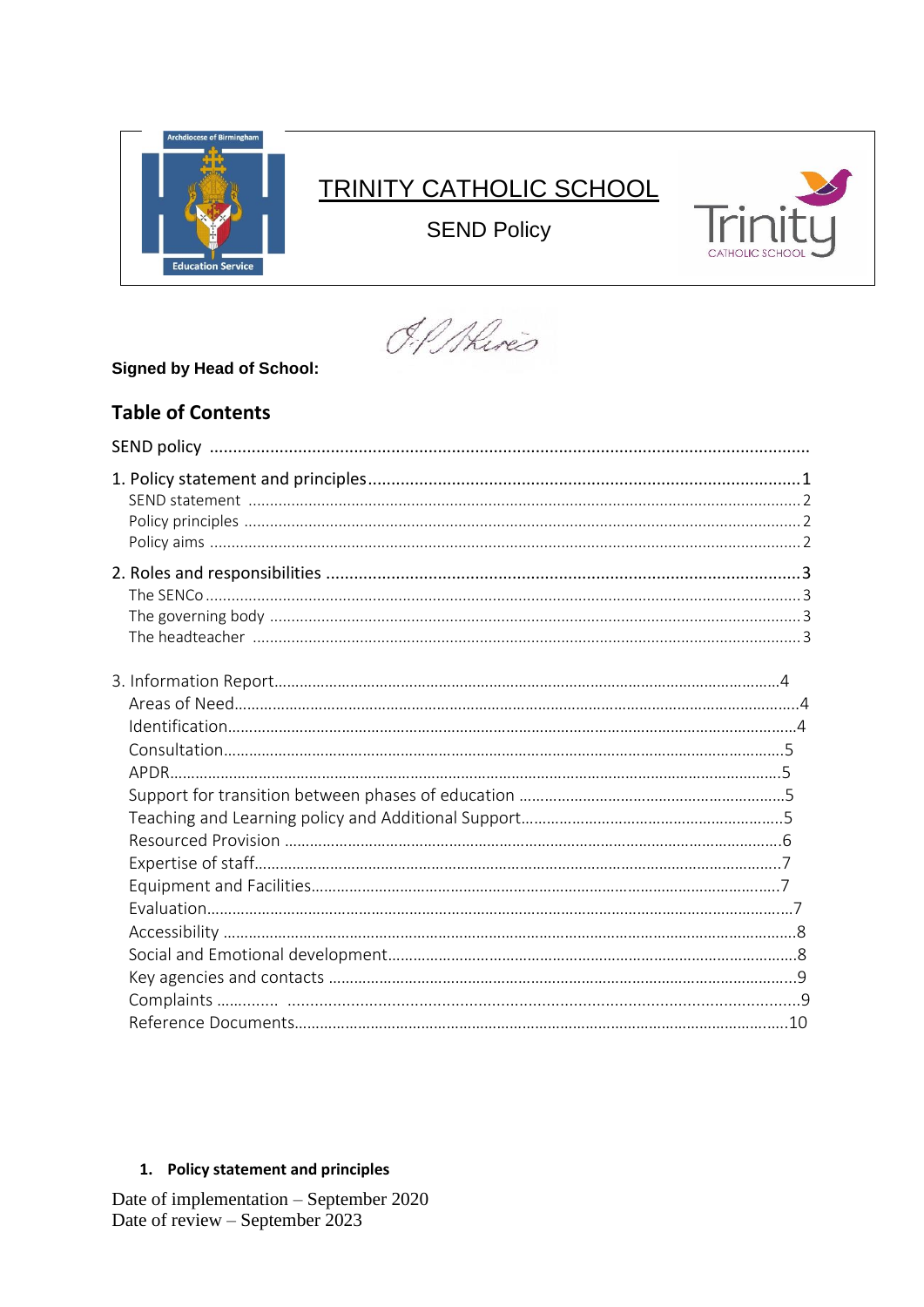# TRINITY CATHOLIC SCHOOL

## SEND Policy

**Signed by Head of School:**

## Table of Contents

SEND policy ..........................................................................................................................

1. Policy statement and principles ............................................................................1
   - SEND statement ........................................................................................................2
   - Policy principles ........................................................................................................2
   - Policy aims ................................................................................................................2

2. Roles and responsibilities ......................................................................................3
   - The SENCo ................................................................................................................3
   - The governing body ..................................................................................................3
   - The headteacher .......................................................................................................3

3. Information Report ....................................................................................................4
   - Areas of Need ............................................................................................................4
   - Identification .............................................................................................................4
   - Consultation ..............................................................................................................5
   - APDR .........................................................................................................................5
   - Support for transition between phases of education ..............................................5
   - Teaching and Learning policy and Additional Support ............................................5
   - Resourced Provision .................................................................................................6
   - Expertise of staff .......................................................................................................7
   - Equipment and Facilities ..........................................................................................7
   - Evaluation .................................................................................................................7
   - Accessibility ..............................................................................................................8
   - Social and Emotional development .........................................................................8
   - Key agencies and contacts .......................................................................................9
   - Complaints ................................................................................................................9
   - Reference Documents ..............................................................................................10

### 1. Policy statement and principles

Date of implementation – September 2020
Date of review – September 2023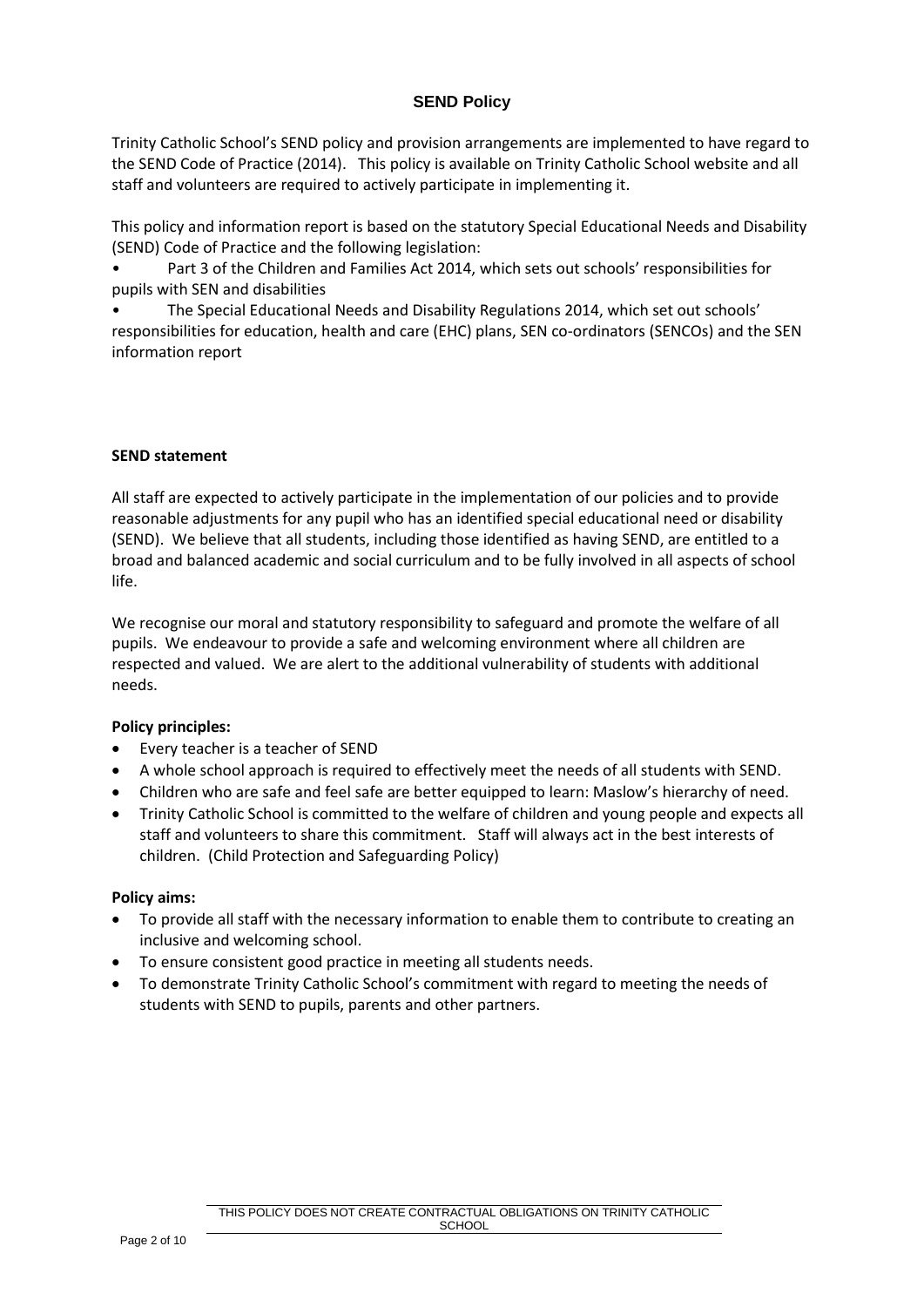## SEND Policy

Trinity Catholic School's SEND policy and provision arrangements are implemented to have regard to the SEND Code of Practice (2014). This policy is available on Trinity Catholic School website and all staff and volunteers are required to actively participate in implementing it.

This policy and information report is based on the statutory Special Educational Needs and Disability (SEND) Code of Practice and the following legislation:

- Part 3 of the Children and Families Act 2014, which sets out schools' responsibilities for pupils with SEN and disabilities
- The Special Educational Needs and Disability Regulations 2014, which set out schools' responsibilities for education, health and care (EHC) plans, SEN co-ordinators (SENCOs) and the SEN information report

### SEND statement

All staff are expected to actively participate in the implementation of our policies and to provide reasonable adjustments for any pupil who has an identified special educational need or disability (SEND). We believe that all students, including those identified as having SEND, are entitled to a broad and balanced academic and social curriculum and to be fully involved in all aspects of school life.

We recognise our moral and statutory responsibility to safeguard and promote the welfare of all pupils. We endeavour to provide a safe and welcoming environment where all children are respected and valued. We are alert to the additional vulnerability of students with additional needs.

**Policy principles:**

- Every teacher is a teacher of SEND
- A whole school approach is required to effectively meet the needs of all students with SEND.
- Children who are safe and feel safe are better equipped to learn: Maslow's hierarchy of need.
- Trinity Catholic School is committed to the welfare of children and young people and expects all staff and volunteers to share this commitment. Staff will always act in the best interests of children. (Child Protection and Safeguarding Policy)

**Policy aims:**

- To provide all staff with the necessary information to enable them to contribute to creating an inclusive and welcoming school.
- To ensure consistent good practice in meeting all students needs.
- To demonstrate Trinity Catholic School's commitment with regard to meeting the needs of students with SEND to pupils, parents and other partners.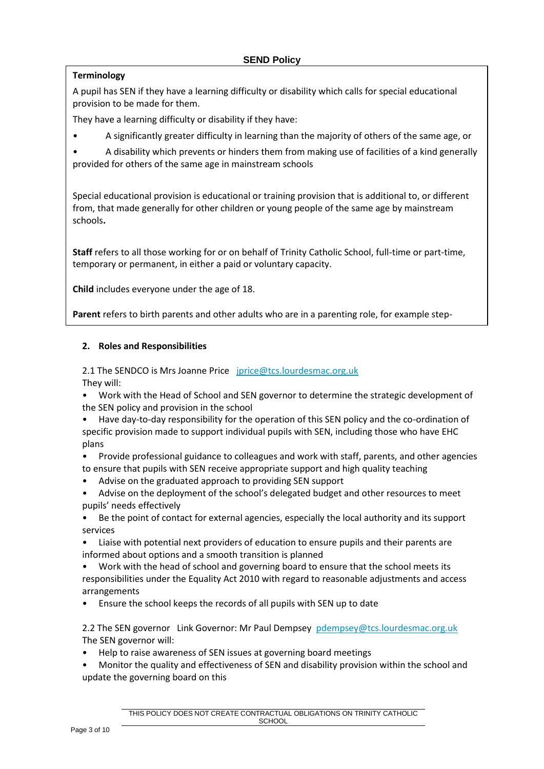**SEND Policy**

**Terminology**

A pupil has SEN if they have a learning difficulty or disability which calls for special educational provision to be made for them.

They have a learning difficulty or disability if they have:

- A significantly greater difficulty in learning than the majority of others of the same age, or
- A disability which prevents or hinders them from making use of facilities of a kind generally provided for others of the same age in mainstream schools

Special educational provision is educational or training provision that is additional to, or different from, that made generally for other children or young people of the same age by mainstream schools**.**

**Staff** refers to all those working for or on behalf of Trinity Catholic School, full-time or part-time, temporary or permanent, in either a paid or voluntary capacity.

**Child** includes everyone under the age of 18.

**Parent** refers to birth parents and other adults who are in a parenting role, for example step-

## 2. Roles and Responsibilities

2.1 The SENDCO is Mrs Joanne Price jprice@tcs.lourdesmac.org.uk

They will:

- Work with the Head of School and SEN governor to determine the strategic development of the SEN policy and provision in the school
- Have day-to-day responsibility for the operation of this SEN policy and the co-ordination of specific provision made to support individual pupils with SEN, including those who have EHC plans
- Provide professional guidance to colleagues and work with staff, parents, and other agencies to ensure that pupils with SEN receive appropriate support and high quality teaching
- Advise on the graduated approach to providing SEN support
- Advise on the deployment of the school's delegated budget and other resources to meet pupils' needs effectively
- Be the point of contact for external agencies, especially the local authority and its support services
- Liaise with potential next providers of education to ensure pupils and their parents are informed about options and a smooth transition is planned
- Work with the head of school and governing board to ensure that the school meets its responsibilities under the Equality Act 2010 with regard to reasonable adjustments and access arrangements
- Ensure the school keeps the records of all pupils with SEN up to date

2.2 The SEN governor Link Governor: Mr Paul Dempsey pdempsey@tcs.lourdesmac.org.uk

The SEN governor will:

- Help to raise awareness of SEN issues at governing board meetings
- Monitor the quality and effectiveness of SEN and disability provision within the school and update the governing board on this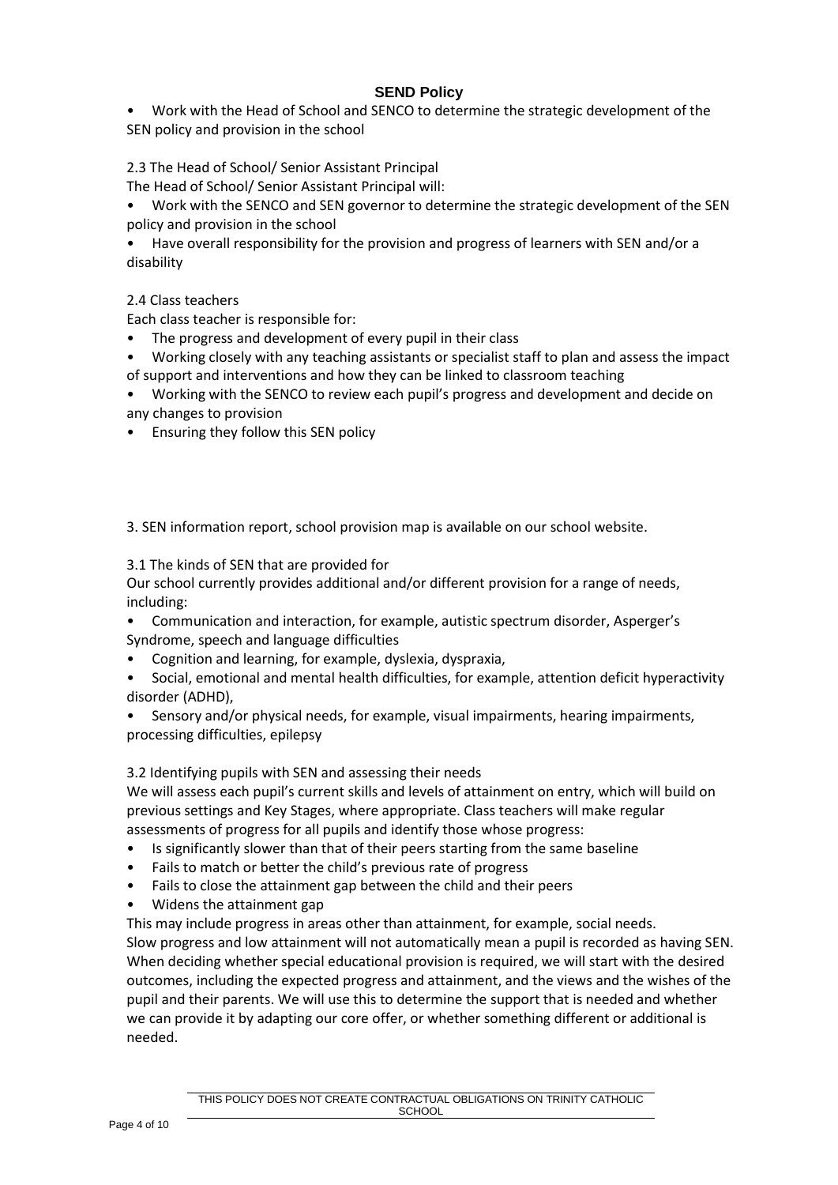- Work with the Head of School and SENCO to determine the strategic development of the SEN policy and provision in the school

2.3 The Head of School/ Senior Assistant Principal

The Head of School/ Senior Assistant Principal will:

- Work with the SENCO and SEN governor to determine the strategic development of the SEN policy and provision in the school
- Have overall responsibility for the provision and progress of learners with SEN and/or a disability

2.4 Class teachers

Each class teacher is responsible for:

- The progress and development of every pupil in their class
- Working closely with any teaching assistants or specialist staff to plan and assess the impact of support and interventions and how they can be linked to classroom teaching
- Working with the SENCO to review each pupil's progress and development and decide on any changes to provision
- Ensuring they follow this SEN policy

3. SEN information report, school provision map is available on our school website.

3.1 The kinds of SEN that are provided for

Our school currently provides additional and/or different provision for a range of needs, including:

- Communication and interaction, for example, autistic spectrum disorder, Asperger's Syndrome, speech and language difficulties
- Cognition and learning, for example, dyslexia, dyspraxia,
- Social, emotional and mental health difficulties, for example, attention deficit hyperactivity disorder (ADHD),
- Sensory and/or physical needs, for example, visual impairments, hearing impairments, processing difficulties, epilepsy

3.2 Identifying pupils with SEN and assessing their needs

We will assess each pupil's current skills and levels of attainment on entry, which will build on previous settings and Key Stages, where appropriate. Class teachers will make regular assessments of progress for all pupils and identify those whose progress:

- Is significantly slower than that of their peers starting from the same baseline
- Fails to match or better the child's previous rate of progress
- Fails to close the attainment gap between the child and their peers
- Widens the attainment gap

This may include progress in areas other than attainment, for example, social needs.

Slow progress and low attainment will not automatically mean a pupil is recorded as having SEN. When deciding whether special educational provision is required, we will start with the desired outcomes, including the expected progress and attainment, and the views and the wishes of the pupil and their parents. We will use this to determine the support that is needed and whether we can provide it by adapting our core offer, or whether something different or additional is needed.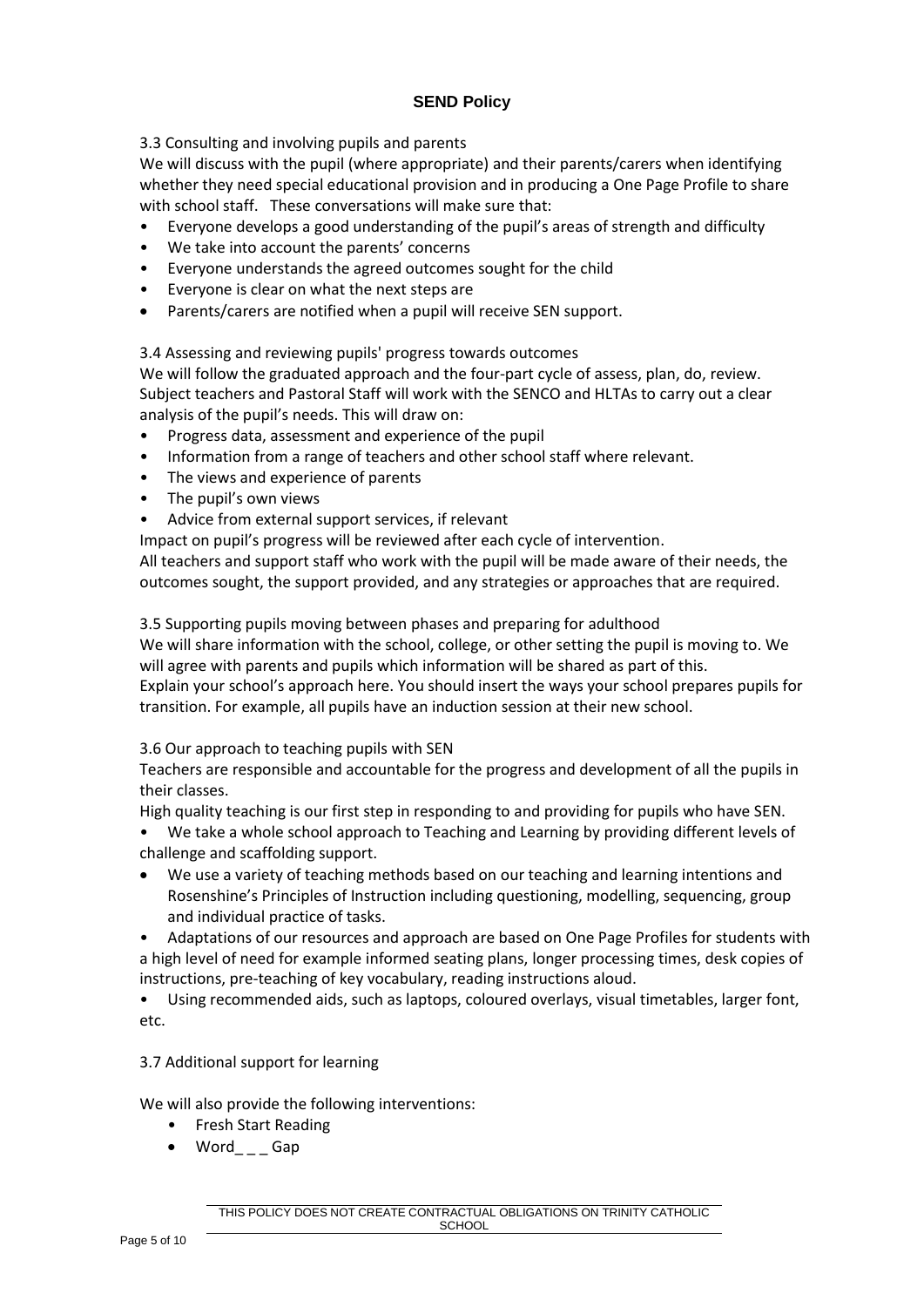**SEND Policy**

3.3 Consulting and involving pupils and parents

We will discuss with the pupil (where appropriate) and their parents/carers when identifying whether they need special educational provision and in producing a One Page Profile to share with school staff. These conversations will make sure that:

- Everyone develops a good understanding of the pupil's areas of strength and difficulty
- We take into account the parents' concerns
- Everyone understands the agreed outcomes sought for the child
- Everyone is clear on what the next steps are
- Parents/carers are notified when a pupil will receive SEN support.

3.4 Assessing and reviewing pupils' progress towards outcomes

We will follow the graduated approach and the four-part cycle of assess, plan, do, review. Subject teachers and Pastoral Staff will work with the SENCO and HLTAs to carry out a clear analysis of the pupil's needs. This will draw on:

- Progress data, assessment and experience of the pupil
- Information from a range of teachers and other school staff where relevant.
- The views and experience of parents
- The pupil's own views
- Advice from external support services, if relevant

Impact on pupil's progress will be reviewed after each cycle of intervention.

All teachers and support staff who work with the pupil will be made aware of their needs, the outcomes sought, the support provided, and any strategies or approaches that are required.

3.5 Supporting pupils moving between phases and preparing for adulthood

We will share information with the school, college, or other setting the pupil is moving to. We will agree with parents and pupils which information will be shared as part of this.

Explain your school's approach here. You should insert the ways your school prepares pupils for transition. For example, all pupils have an induction session at their new school.

3.6 Our approach to teaching pupils with SEN

Teachers are responsible and accountable for the progress and development of all the pupils in their classes.

High quality teaching is our first step in responding to and providing for pupils who have SEN.

- We take a whole school approach to Teaching and Learning by providing different levels of challenge and scaffolding support.
- We use a variety of teaching methods based on our teaching and learning intentions and Rosenshine's Principles of Instruction including questioning, modelling, sequencing, group and individual practice of tasks.
- Adaptations of our resources and approach are based on One Page Profiles for students with a high level of need for example informed seating plans, longer processing times, desk copies of instructions, pre-teaching of key vocabulary, reading instructions aloud.
- Using recommended aids, such as laptops, coloured overlays, visual timetables, larger font, etc.

3.7 Additional support for learning

We will also provide the following interventions:

- Fresh Start Reading
- Word_ _ _ Gap

THIS POLICY DOES NOT CREATE CONTRACTUAL OBLIGATIONS ON TRINITY CATHOLIC SCHOOL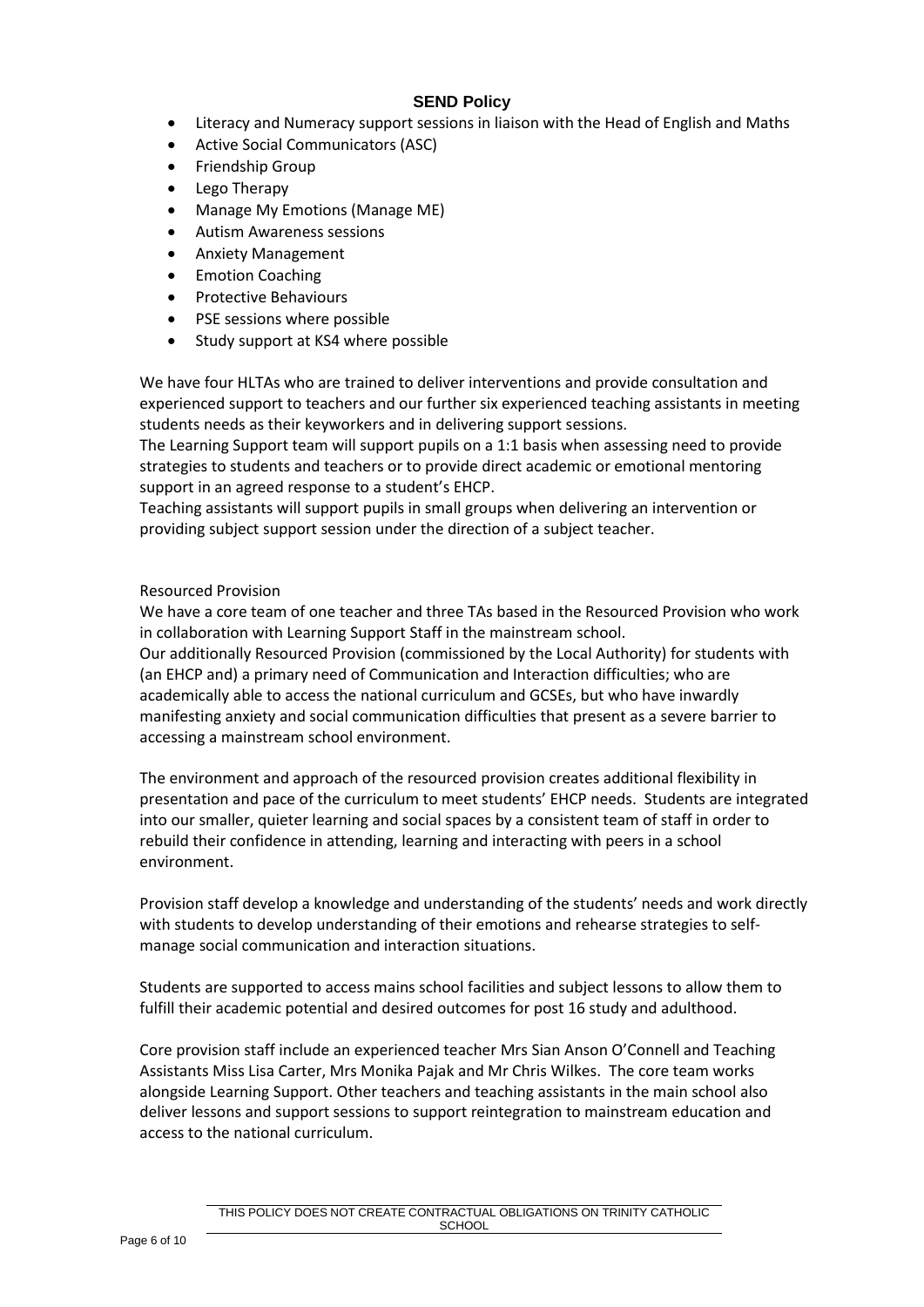- Literacy and Numeracy support sessions in liaison with the Head of English and Maths
- Active Social Communicators (ASC)
- Friendship Group
- Lego Therapy
- Manage My Emotions (Manage ME)
- Autism Awareness sessions
- Anxiety Management
- Emotion Coaching
- Protective Behaviours
- PSE sessions where possible
- Study support at KS4 where possible

We have four HLTAs who are trained to deliver interventions and provide consultation and experienced support to teachers and our further six experienced teaching assistants in meeting students needs as their keyworkers and in delivering support sessions.
The Learning Support team will support pupils on a 1:1 basis when assessing need to provide strategies to students and teachers or to provide direct academic or emotional mentoring support in an agreed response to a student's EHCP.
Teaching assistants will support pupils in small groups when delivering an intervention or providing subject support session under the direction of a subject teacher.

Resourced Provision
We have a core team of one teacher and three TAs based in the Resourced Provision who work in collaboration with Learning Support Staff in the mainstream school.
Our additionally Resourced Provision (commissioned by the Local Authority) for students with (an EHCP and) a primary need of Communication and Interaction difficulties; who are academically able to access the national curriculum and GCSEs, but who have inwardly manifesting anxiety and social communication difficulties that present as a severe barrier to accessing a mainstream school environment.

The environment and approach of the resourced provision creates additional flexibility in presentation and pace of the curriculum to meet students' EHCP needs. Students are integrated into our smaller, quieter learning and social spaces by a consistent team of staff in order to rebuild their confidence in attending, learning and interacting with peers in a school environment.

Provision staff develop a knowledge and understanding of the students' needs and work directly with students to develop understanding of their emotions and rehearse strategies to self-manage social communication and interaction situations.

Students are supported to access mains school facilities and subject lessons to allow them to fulfill their academic potential and desired outcomes for post 16 study and adulthood.

Core provision staff include an experienced teacher Mrs Sian Anson O'Connell and Teaching Assistants Miss Lisa Carter, Mrs Monika Pajak and Mr Chris Wilkes. The core team works alongside Learning Support. Other teachers and teaching assistants in the main school also deliver lessons and support sessions to support reintegration to mainstream education and access to the national curriculum.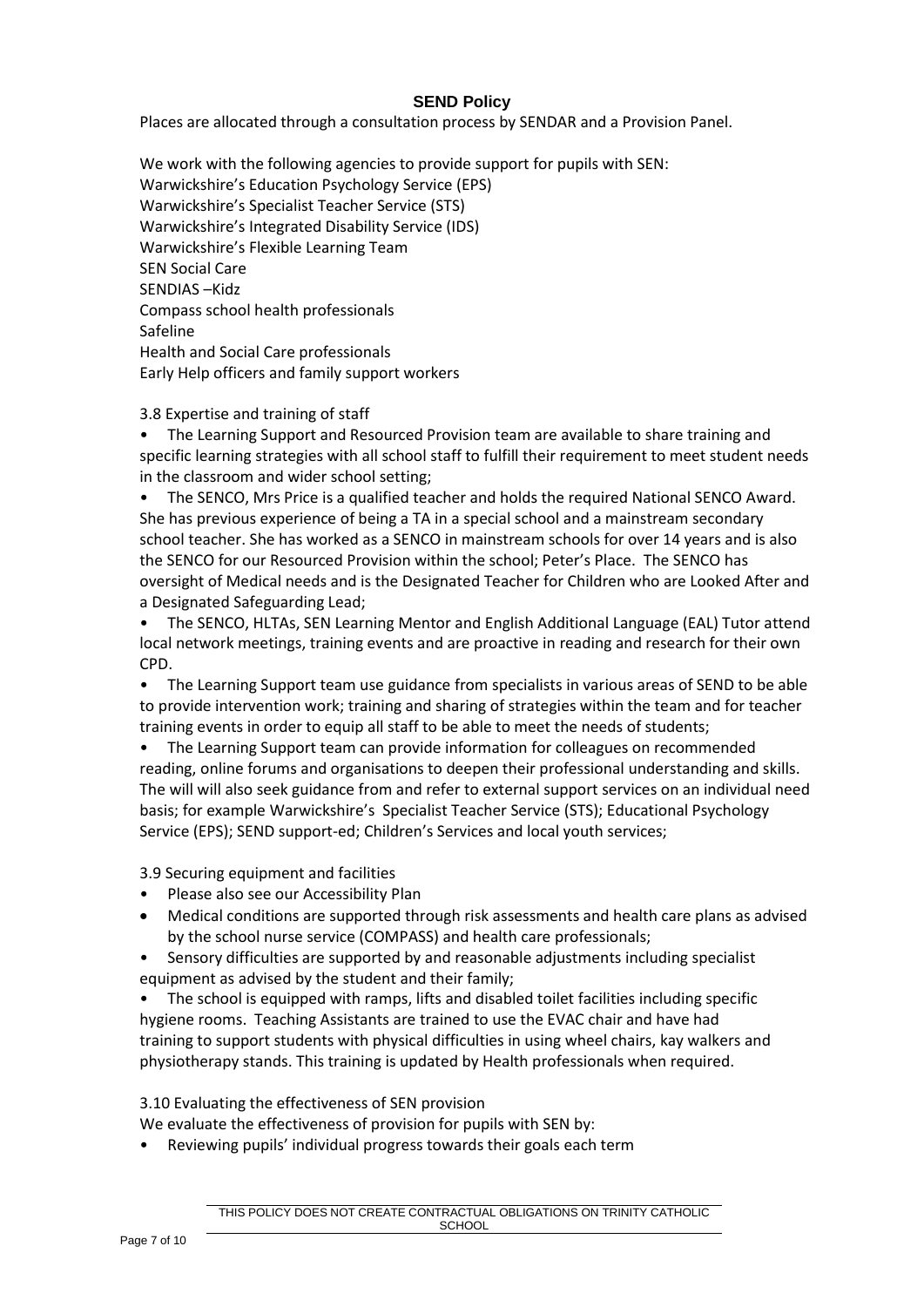**SEND Policy**

Places are allocated through a consultation process by SENDAR and a Provision Panel.

We work with the following agencies to provide support for pupils with SEN:
Warwickshire's Education Psychology Service (EPS)
Warwickshire's Specialist Teacher Service (STS)
Warwickshire's Integrated Disability Service (IDS)
Warwickshire's Flexible Learning Team
SEN Social Care
SENDIAS –Kidz
Compass school health professionals
Safeline
Health and Social Care professionals
Early Help officers and family support workers

3.8 Expertise and training of staff

- The Learning Support and Resourced Provision team are available to share training and specific learning strategies with all school staff to fulfill their requirement to meet student needs in the classroom and wider school setting;
- The SENCO, Mrs Price is a qualified teacher and holds the required National SENCO Award. She has previous experience of being a TA in a special school and a mainstream secondary school teacher. She has worked as a SENCO in mainstream schools for over 14 years and is also the SENCO for our Resourced Provision within the school; Peter's Place. The SENCO has oversight of Medical needs and is the Designated Teacher for Children who are Looked After and a Designated Safeguarding Lead;
- The SENCO, HLTAs, SEN Learning Mentor and English Additional Language (EAL) Tutor attend local network meetings, training events and are proactive in reading and research for their own CPD.
- The Learning Support team use guidance from specialists in various areas of SEND to be able to provide intervention work; training and sharing of strategies within the team and for teacher training events in order to equip all staff to be able to meet the needs of students;
- The Learning Support team can provide information for colleagues on recommended reading, online forums and organisations to deepen their professional understanding and skills. The will will also seek guidance from and refer to external support services on an individual need basis; for example Warwickshire's Specialist Teacher Service (STS); Educational Psychology Service (EPS); SEND support-ed; Children's Services and local youth services;

3.9 Securing equipment and facilities

- Please also see our Accessibility Plan
- Medical conditions are supported through risk assessments and health care plans as advised by the school nurse service (COMPASS) and health care professionals;
- Sensory difficulties are supported by and reasonable adjustments including specialist equipment as advised by the student and their family;
- The school is equipped with ramps, lifts and disabled toilet facilities including specific hygiene rooms. Teaching Assistants are trained to use the EVAC chair and have had training to support students with physical difficulties in using wheel chairs, kay walkers and physiotherapy stands. This training is updated by Health professionals when required.

3.10 Evaluating the effectiveness of SEN provision

We evaluate the effectiveness of provision for pupils with SEN by:

- Reviewing pupils' individual progress towards their goals each term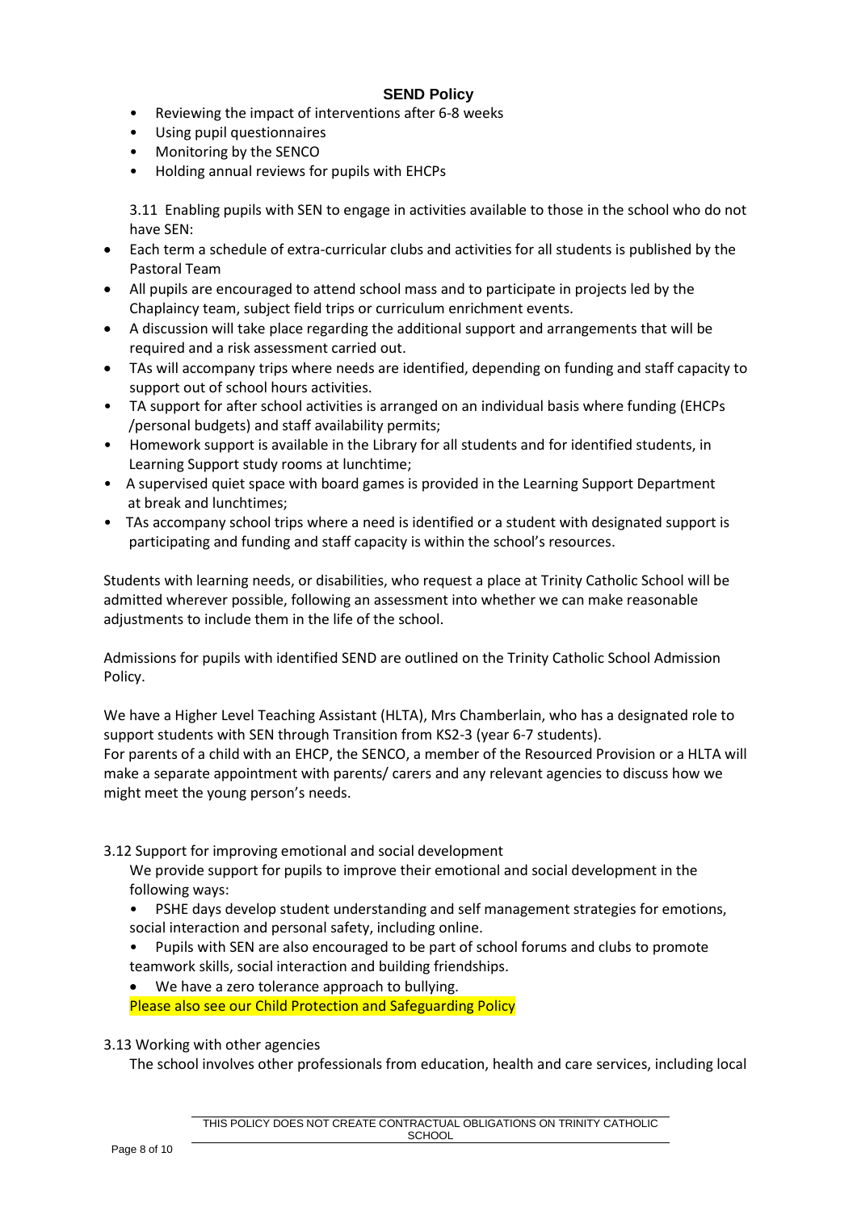- Reviewing the impact of interventions after 6-8 weeks
- Using pupil questionnaires
- Monitoring by the SENCO
- Holding annual reviews for pupils with EHCPs

3.11 Enabling pupils with SEN to engage in activities available to those in the school who do not have SEN:

- Each term a schedule of extra-curricular clubs and activities for all students is published by the Pastoral Team
- All pupils are encouraged to attend school mass and to participate in projects led by the Chaplaincy team, subject field trips or curriculum enrichment events.
- A discussion will take place regarding the additional support and arrangements that will be required and a risk assessment carried out.
- TAs will accompany trips where needs are identified, depending on funding and staff capacity to support out of school hours activities.
- TA support for after school activities is arranged on an individual basis where funding (EHCPs /personal budgets) and staff availability permits;
- Homework support is available in the Library for all students and for identified students, in Learning Support study rooms at lunchtime;
- A supervised quiet space with board games is provided in the Learning Support Department at break and lunchtimes;
- TAs accompany school trips where a need is identified or a student with designated support is participating and funding and staff capacity is within the school's resources.

Students with learning needs, or disabilities, who request a place at Trinity Catholic School will be admitted wherever possible, following an assessment into whether we can make reasonable adjustments to include them in the life of the school.

Admissions for pupils with identified SEND are outlined on the Trinity Catholic School Admission Policy.

We have a Higher Level Teaching Assistant (HLTA), Mrs Chamberlain, who has a designated role to support students with SEN through Transition from KS2-3 (year 6-7 students).
For parents of a child with an EHCP, the SENCO, a member of the Resourced Provision or a HLTA will make a separate appointment with parents/ carers and any relevant agencies to discuss how we might meet the young person's needs.

3.12 Support for improving emotional and social development

We provide support for pupils to improve their emotional and social development in the following ways:

- PSHE days develop student understanding and self management strategies for emotions, social interaction and personal safety, including online.
- Pupils with SEN are also encouraged to be part of school forums and clubs to promote teamwork skills, social interaction and building friendships.
- We have a zero tolerance approach to bullying.

Please also see our Child Protection and Safeguarding Policy

3.13 Working with other agencies

The school involves other professionals from education, health and care services, including local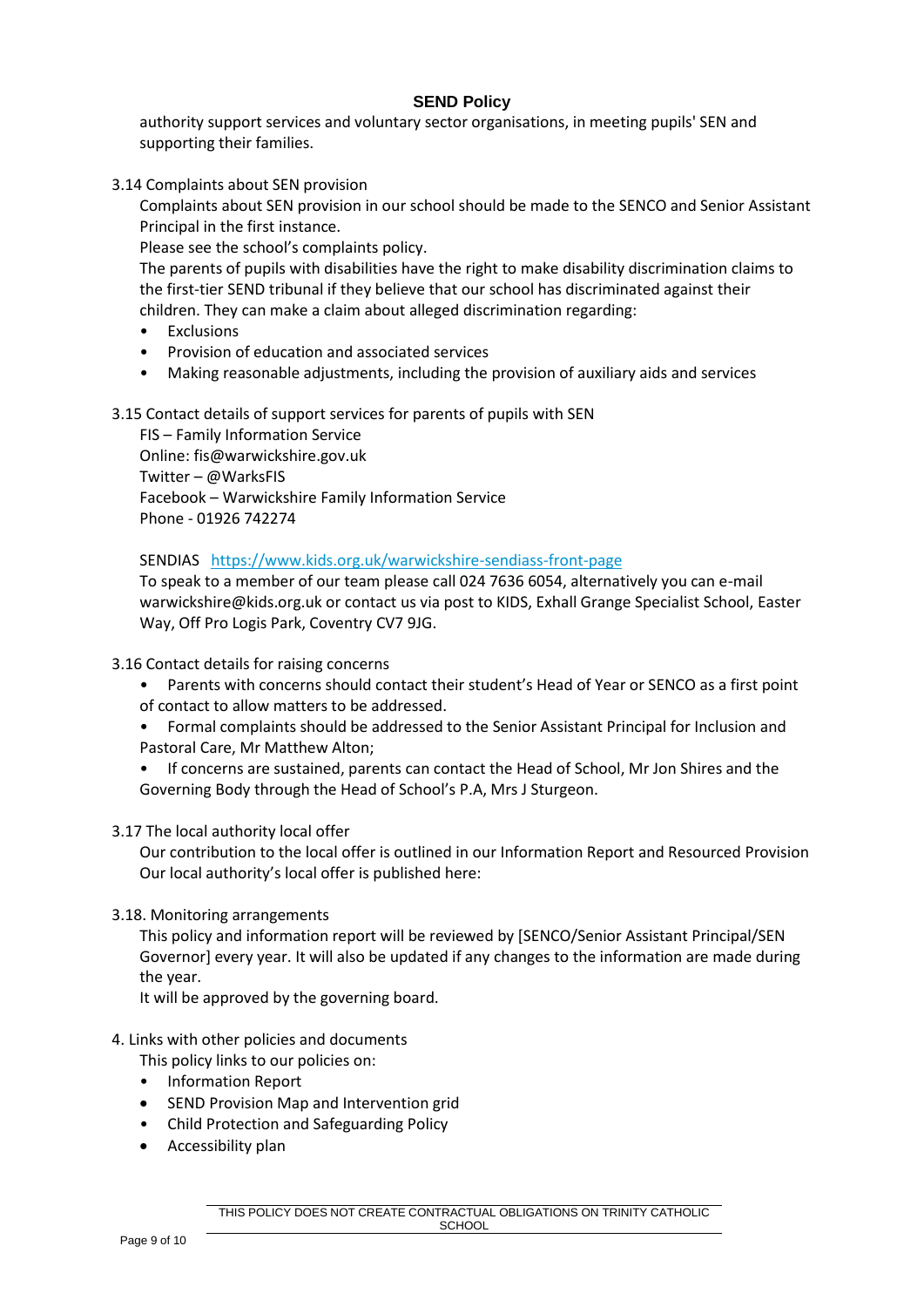authority support services and voluntary sector organisations, in meeting pupils' SEN and supporting their families.

3.14 Complaints about SEN provision

Complaints about SEN provision in our school should be made to the SENCO and Senior Assistant Principal in the first instance.

Please see the school's complaints policy.

The parents of pupils with disabilities have the right to make disability discrimination claims to the first-tier SEND tribunal if they believe that our school has discriminated against their children. They can make a claim about alleged discrimination regarding:

- Exclusions
- Provision of education and associated services
- Making reasonable adjustments, including the provision of auxiliary aids and services

3.15 Contact details of support services for parents of pupils with SEN

FIS – Family Information Service
Online: fis@warwickshire.gov.uk
Twitter – @WarksFIS
Facebook – Warwickshire Family Information Service
Phone - 01926 742274

SENDIAS https://www.kids.org.uk/warwickshire-sendiass-front-page
To speak to a member of our team please call 024 7636 6054, alternatively you can e-mail warwickshire@kids.org.uk or contact us via post to KIDS, Exhall Grange Specialist School, Easter Way, Off Pro Logis Park, Coventry CV7 9JG.

3.16 Contact details for raising concerns

- Parents with concerns should contact their student's Head of Year or SENCO as a first point of contact to allow matters to be addressed.
- Formal complaints should be addressed to the Senior Assistant Principal for Inclusion and Pastoral Care, Mr Matthew Alton;
- If concerns are sustained, parents can contact the Head of School, Mr Jon Shires and the Governing Body through the Head of School's P.A, Mrs J Sturgeon.

3.17 The local authority local offer

Our contribution to the local offer is outlined in our Information Report and Resourced Provision
Our local authority's local offer is published here:

3.18. Monitoring arrangements

This policy and information report will be reviewed by [SENCO/Senior Assistant Principal/SEN Governor] every year. It will also be updated if any changes to the information are made during the year.

It will be approved by the governing board.

4. Links with other policies and documents

This policy links to our policies on:

- Information Report
- SEND Provision Map and Intervention grid
- Child Protection and Safeguarding Policy
- Accessibility plan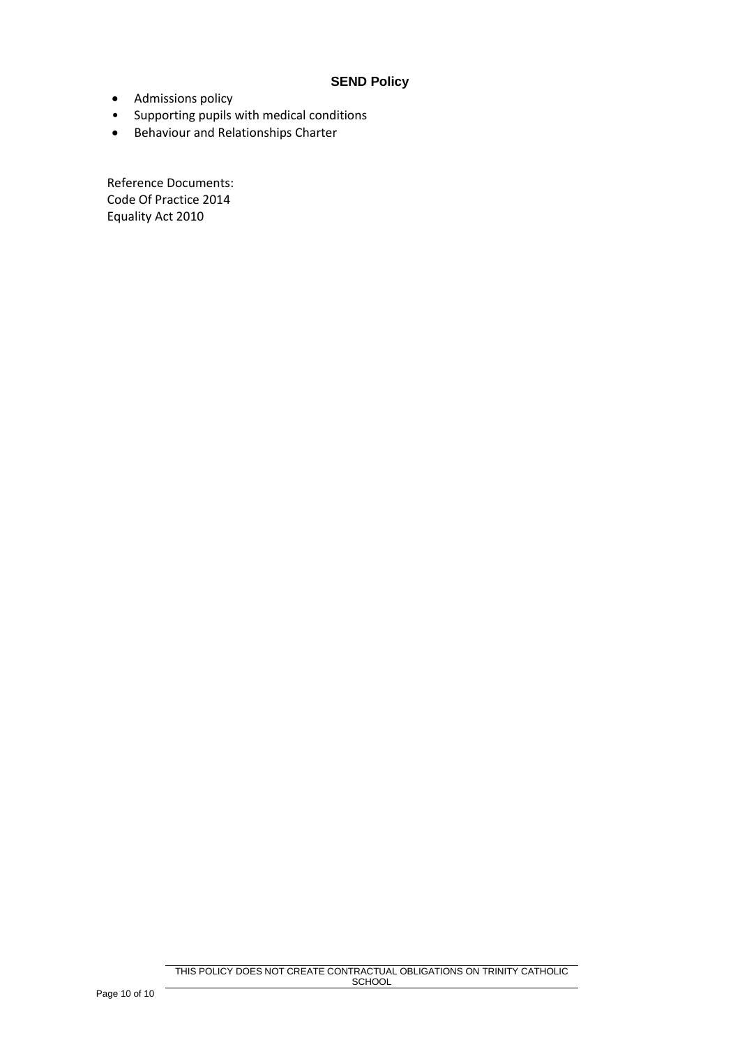- Admissions policy
- Supporting pupils with medical conditions
- Behaviour and Relationships Charter

Reference Documents:
Code Of Practice 2014
Equality Act 2010